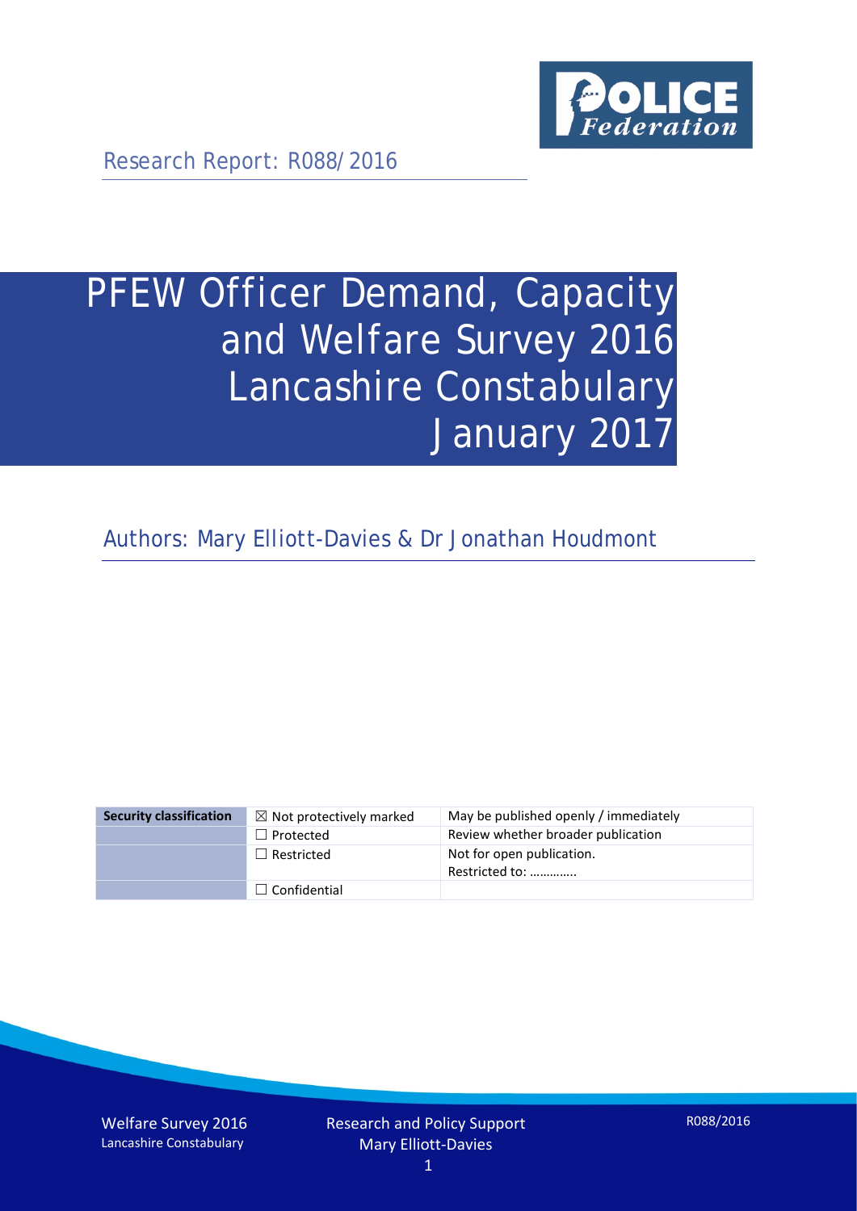Research Report: R088/2016

# PFEW Officer Demand, Capacity and Welfare Survey 2016 Lancashire Constabulary January 2017

Authors: Mary Elliott-Davies & Dr Jonathan Houdmont

| Security classification | ☒ Not protectively marked | May be published openly / immediately |
|---|---|---|
| | ☐ Protected | Review whether broader publication |
| | ☐ Restricted | Not for open publication. Restricted to: ………….. |
| | ☐ Confidential | |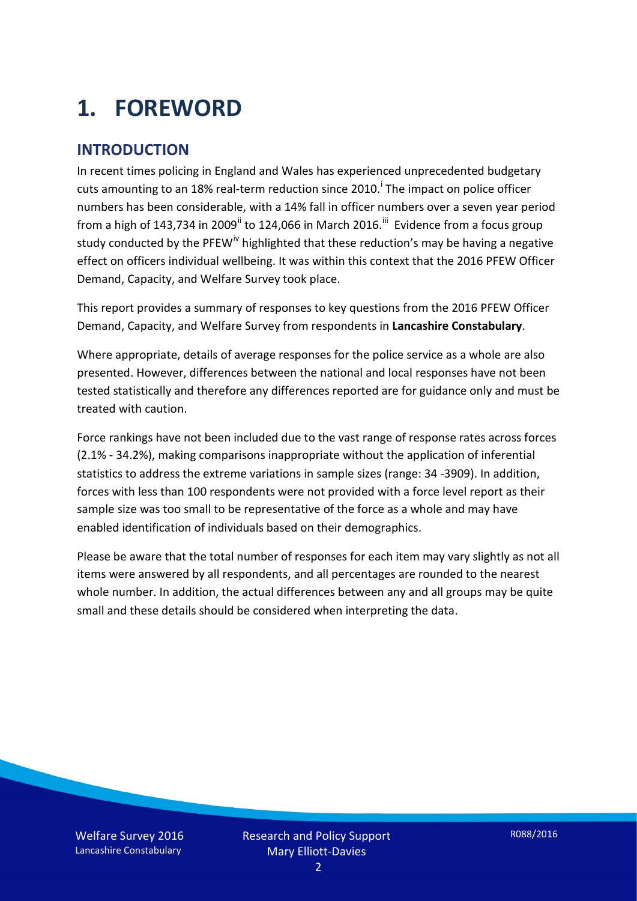# 1. FOREWORD

## INTRODUCTION

In recent times policing in England and Wales has experienced unprecedented budgetary cuts amounting to an 18% real-term reduction since 2010.[i] The impact on police officer numbers has been considerable, with a 14% fall in officer numbers over a seven year period from a high of 143,734 in 2009[ii] to 124,066 in March 2016.[iii] Evidence from a focus group study conducted by the PFEW[iv] highlighted that these reduction's may be having a negative effect on officers individual wellbeing. It was within this context that the 2016 PFEW Officer Demand, Capacity, and Welfare Survey took place.

This report provides a summary of responses to key questions from the 2016 PFEW Officer Demand, Capacity, and Welfare Survey from respondents in **Lancashire Constabulary**.

Where appropriate, details of average responses for the police service as a whole are also presented. However, differences between the national and local responses have not been tested statistically and therefore any differences reported are for guidance only and must be treated with caution.

Force rankings have not been included due to the vast range of response rates across forces (2.1% - 34.2%), making comparisons inappropriate without the application of inferential statistics to address the extreme variations in sample sizes (range: 34 -3909). In addition, forces with less than 100 respondents were not provided with a force level report as their sample size was too small to be representative of the force as a whole and may have enabled identification of individuals based on their demographics.

Please be aware that the total number of responses for each item may vary slightly as not all items were answered by all respondents, and all percentages are rounded to the nearest whole number. In addition, the actual differences between any and all groups may be quite small and these details should be considered when interpreting the data.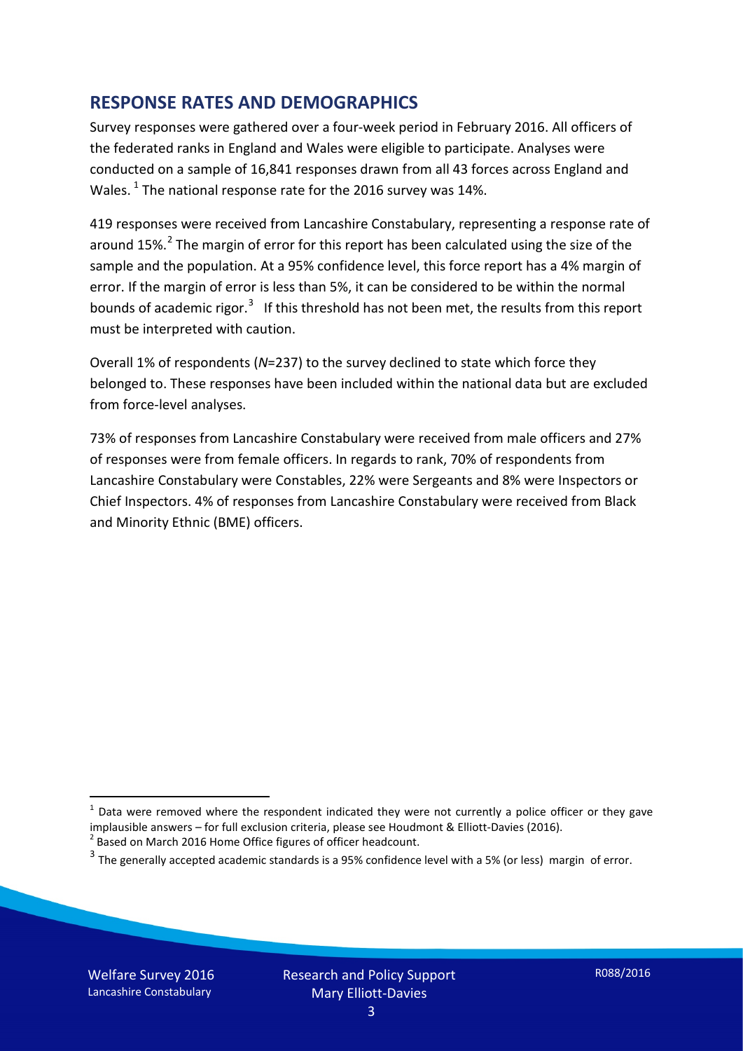## RESPONSE RATES AND DEMOGRAPHICS

Survey responses were gathered over a four-week period in February 2016. All officers of the federated ranks in England and Wales were eligible to participate. Analyses were conducted on a sample of 16,841 responses drawn from all 43 forces across England and Wales. [1] The national response rate for the 2016 survey was 14%.

419 responses were received from Lancashire Constabulary, representing a response rate of around 15%.[2] The margin of error for this report has been calculated using the size of the sample and the population. At a 95% confidence level, this force report has a 4% margin of error. If the margin of error is less than 5%, it can be considered to be within the normal bounds of academic rigor.[3] If this threshold has not been met, the results from this report must be interpreted with caution.

Overall 1% of respondents (*N*=237) to the survey declined to state which force they belonged to. These responses have been included within the national data but are excluded from force-level analyses.

73% of responses from Lancashire Constabulary were received from male officers and 27% of responses were from female officers. In regards to rank, 70% of respondents from Lancashire Constabulary were Constables, 22% were Sergeants and 8% were Inspectors or Chief Inspectors. 4% of responses from Lancashire Constabulary were received from Black and Minority Ethnic (BME) officers.

---

[1] Data were removed where the respondent indicated they were not currently a police officer or they gave implausible answers – for full exclusion criteria, please see Houdmont & Elliott-Davies (2016).

[2] Based on March 2016 Home Office figures of officer headcount.

[3] The generally accepted academic standards is a 95% confidence level with a 5% (or less) margin of error.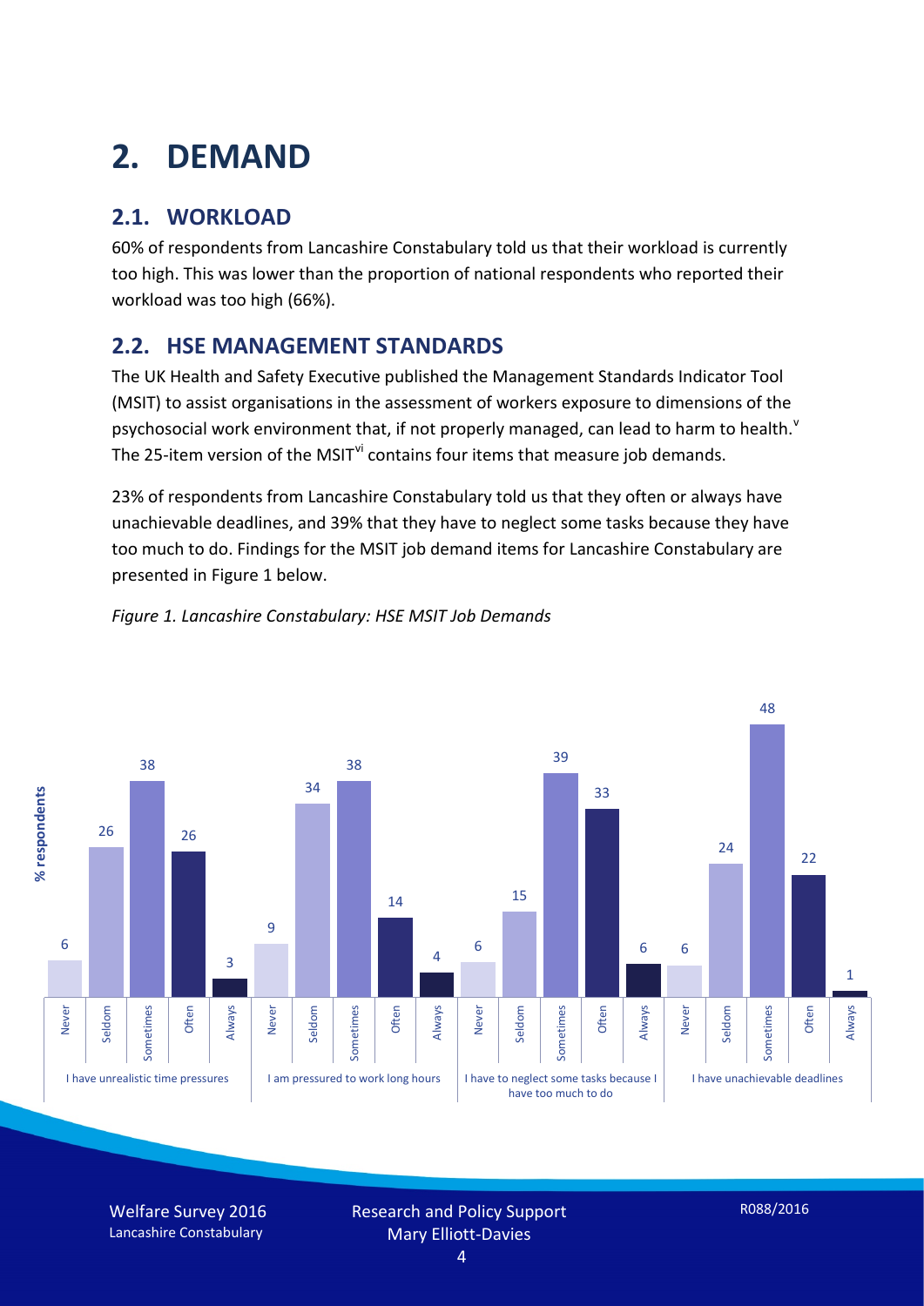# 2. DEMAND

## 2.1. WORKLOAD

60% of respondents from Lancashire Constabulary told us that their workload is currently too high. This was lower than the proportion of national respondents who reported their workload was too high (66%).

## 2.2. HSE MANAGEMENT STANDARDS

The UK Health and Safety Executive published the Management Standards Indicator Tool (MSIT) to assist organisations in the assessment of workers exposure to dimensions of the psychosocial work environment that, if not properly managed, can lead to harm to health.[v] The 25-item version of the MSIT[vi] contains four items that measure job demands.

23% of respondents from Lancashire Constabulary told us that they often or always have unachievable deadlines, and 39% that they have to neglect some tasks because they have too much to do. Findings for the MSIT job demand items for Lancashire Constabulary are presented in Figure 1 below.

*Figure 1. Lancashire Constabulary: HSE MSIT Job Demands*

| % respondents | Never | Seldom | Sometimes | Often | Always |
|---|---|---|---|---|---|
| I have unrealistic time pressures | 6 | 26 | 38 | 26 | 3 |
| I am pressured to work long hours | 9 | 34 | 38 | 14 | 4 |
| I have to neglect some tasks because I have too much to do | 6 | 15 | 39 | 33 | 6 |
| I have unachievable deadlines | 6 | 24 | 48 | 22 | 1 |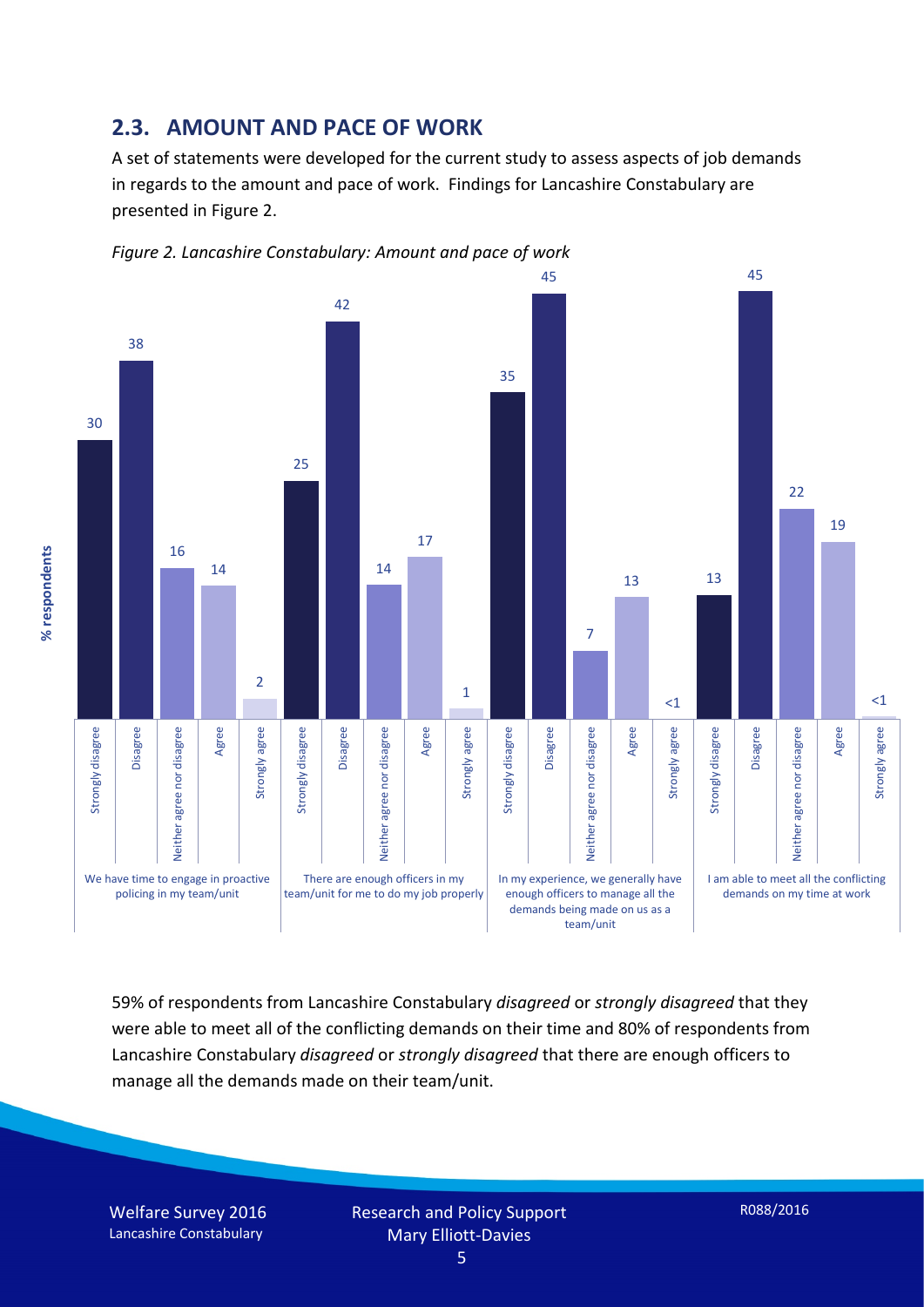## 2.3. AMOUNT AND PACE OF WORK

A set of statements were developed for the current study to assess aspects of job demands in regards to the amount and pace of work. Findings for Lancashire Constabulary are presented in Figure 2.

*Figure 2. Lancashire Constabulary: Amount and pace of work*

| % respondents | Strongly disagree | Disagree | Neither agree nor disagree | Agree | Strongly agree |
|---|---|---|---|---|---|
| We have time to engage in proactive policing in my team/unit | 30 | 38 | 16 | 14 | 2 |
| There are enough officers in my team/unit for me to do my job properly | 25 | 42 | 14 | 17 | 1 |
| In my experience, we generally have enough officers to manage all the demands being made on us as a team/unit | 35 | 45 | 7 | 13 | <1 |
| I am able to meet all the conflicting demands on my time at work | 13 | 45 | 22 | 19 | <1 |

59% of respondents from Lancashire Constabulary *disagreed* or *strongly disagreed* that they were able to meet all of the conflicting demands on their time and 80% of respondents from Lancashire Constabulary *disagreed* or *strongly disagreed* that there are enough officers to manage all the demands made on their team/unit.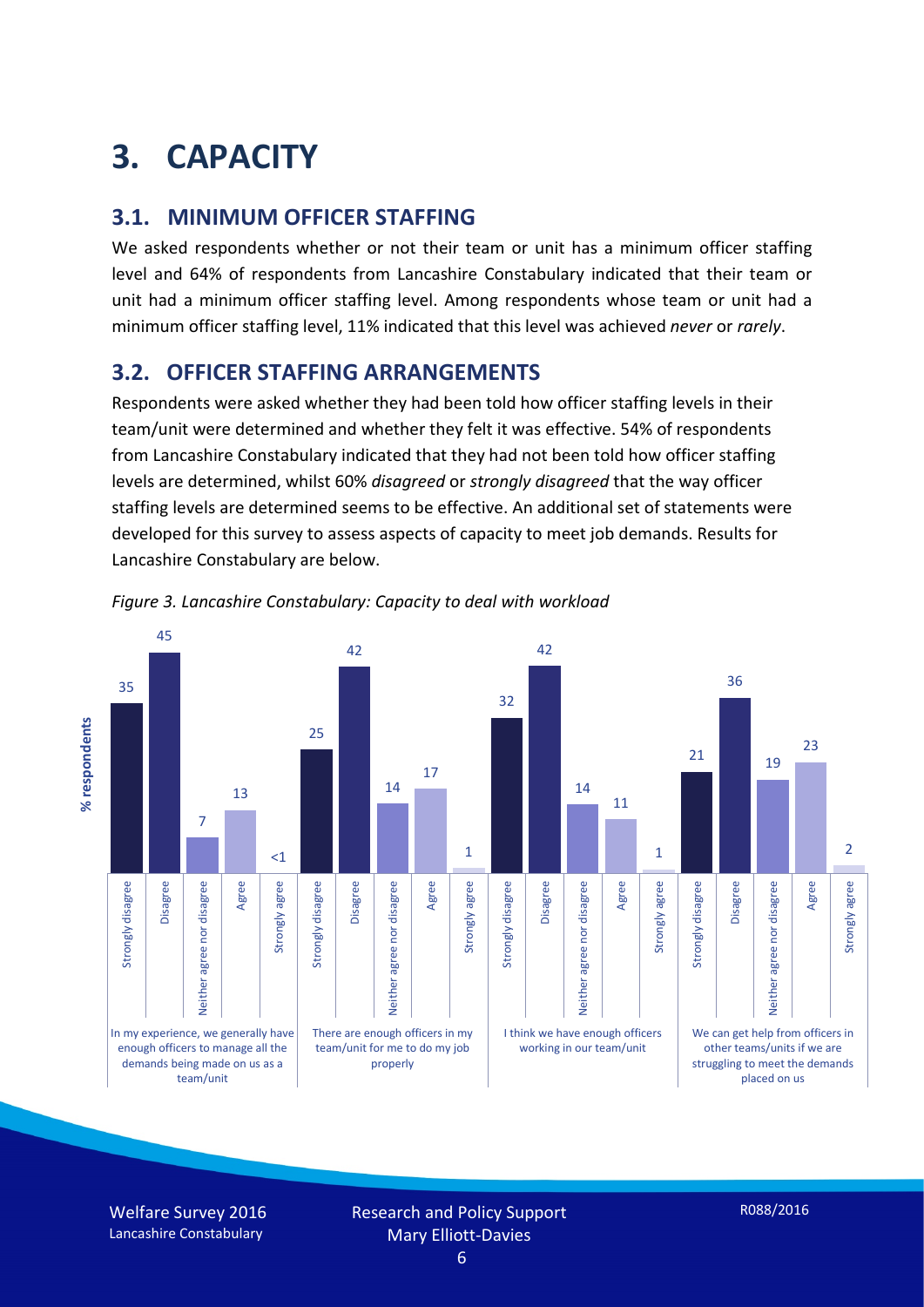# 3. CAPACITY

## 3.1. MINIMUM OFFICER STAFFING

We asked respondents whether or not their team or unit has a minimum officer staffing level and 64% of respondents from Lancashire Constabulary indicated that their team or unit had a minimum officer staffing level. Among respondents whose team or unit had a minimum officer staffing level, 11% indicated that this level was achieved *never* or *rarely*.

## 3.2. OFFICER STAFFING ARRANGEMENTS

Respondents were asked whether they had been told how officer staffing levels in their team/unit were determined and whether they felt it was effective. 54% of respondents from Lancashire Constabulary indicated that they had not been told how officer staffing levels are determined, whilst 60% *disagreed* or *strongly disagreed* that the way officer staffing levels are determined seems to be effective. An additional set of statements were developed for this survey to assess aspects of capacity to meet job demands. Results for Lancashire Constabulary are below.

*Figure 3. Lancashire Constabulary: Capacity to deal with workload*

| % respondents | Strongly disagree | Disagree | Neither agree nor disagree | Agree | Strongly agree |
|---|---|---|---|---|---|
| In my experience, we generally have enough officers to manage all the demands being made on us as a team/unit | 35 | 45 | 7 | 13 | <1 |
| There are enough officers in my team/unit for me to do my job properly | 25 | 42 | 14 | 17 | 1 |
| I think we have enough officers working in our team/unit | 32 | 42 | 14 | 11 | 1 |
| We can get help from officers in other teams/units if we are struggling to meet the demands placed on us | 21 | 36 | 19 | 23 | 2 |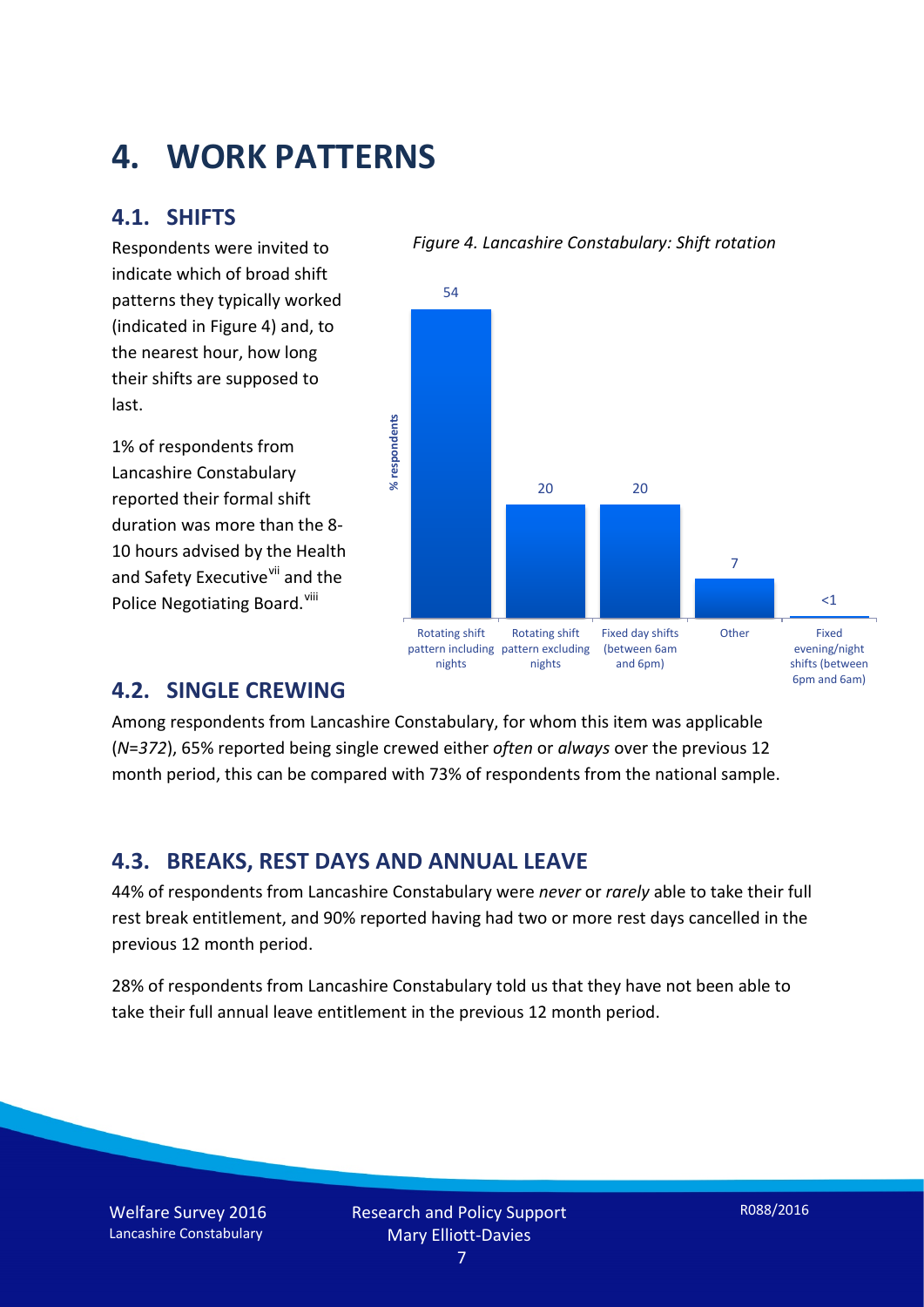# 4. WORK PATTERNS

## 4.1. SHIFTS

Respondents were invited to indicate which of broad shift patterns they typically worked (indicated in Figure 4) and, to the nearest hour, how long their shifts are supposed to last.

1% of respondents from Lancashire Constabulary reported their formal shift duration was more than the 8-10 hours advised by the Health and Safety Executive[vii] and the Police Negotiating Board.[viii]

*Figure 4. Lancashire Constabulary: Shift rotation*

| Shift pattern | % respondents |
|---|---|
| Rotating shift pattern including nights | 54 |
| Rotating shift pattern excluding nights | 20 |
| Fixed day shifts (between 6am and 6pm) | 20 |
| Other | 7 |
| Fixed evening/night shifts (between 6pm and 6am) | <1 |

## 4.2. SINGLE CREWING

Among respondents from Lancashire Constabulary, for whom this item was applicable (*N=372*), 65% reported being single crewed either *often* or *always* over the previous 12 month period, this can be compared with 73% of respondents from the national sample.

## 4.3. BREAKS, REST DAYS AND ANNUAL LEAVE

44% of respondents from Lancashire Constabulary were *never* or *rarely* able to take their full rest break entitlement, and 90% reported having had two or more rest days cancelled in the previous 12 month period.

28% of respondents from Lancashire Constabulary told us that they have not been able to take their full annual leave entitlement in the previous 12 month period.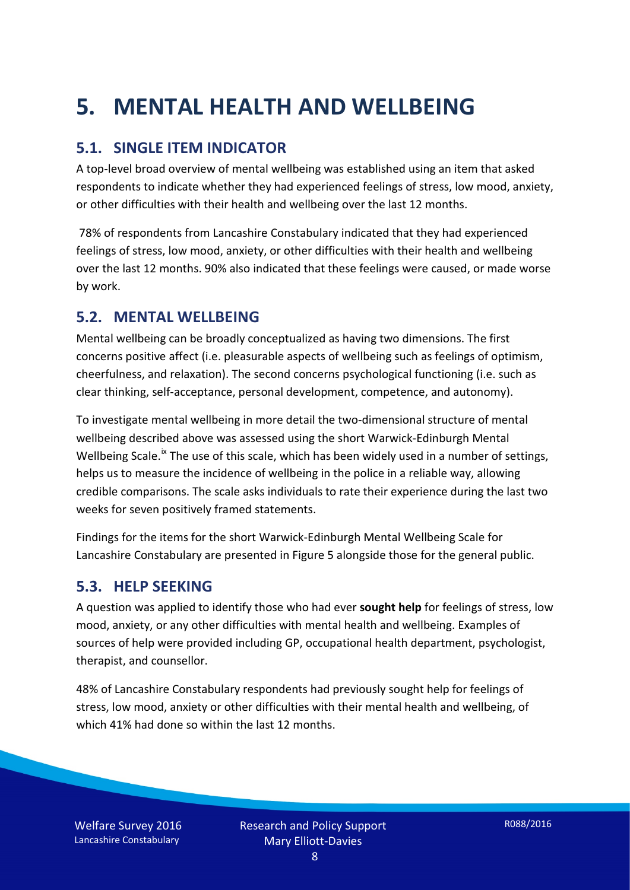# 5. MENTAL HEALTH AND WELLBEING

## 5.1. SINGLE ITEM INDICATOR

A top-level broad overview of mental wellbeing was established using an item that asked respondents to indicate whether they had experienced feelings of stress, low mood, anxiety, or other difficulties with their health and wellbeing over the last 12 months.

78% of respondents from Lancashire Constabulary indicated that they had experienced feelings of stress, low mood, anxiety, or other difficulties with their health and wellbeing over the last 12 months. 90% also indicated that these feelings were caused, or made worse by work.

## 5.2. MENTAL WELLBEING

Mental wellbeing can be broadly conceptualized as having two dimensions. The first concerns positive affect (i.e. pleasurable aspects of wellbeing such as feelings of optimism, cheerfulness, and relaxation). The second concerns psychological functioning (i.e. such as clear thinking, self-acceptance, personal development, competence, and autonomy).

To investigate mental wellbeing in more detail the two-dimensional structure of mental wellbeing described above was assessed using the short Warwick-Edinburgh Mental Wellbeing Scale.[ix] The use of this scale, which has been widely used in a number of settings, helps us to measure the incidence of wellbeing in the police in a reliable way, allowing credible comparisons. The scale asks individuals to rate their experience during the last two weeks for seven positively framed statements.

Findings for the items for the short Warwick-Edinburgh Mental Wellbeing Scale for Lancashire Constabulary are presented in Figure 5 alongside those for the general public.

## 5.3. HELP SEEKING

A question was applied to identify those who had ever **sought help** for feelings of stress, low mood, anxiety, or any other difficulties with mental health and wellbeing. Examples of sources of help were provided including GP, occupational health department, psychologist, therapist, and counsellor.

48% of Lancashire Constabulary respondents had previously sought help for feelings of stress, low mood, anxiety or other difficulties with their mental health and wellbeing, of which 41% had done so within the last 12 months.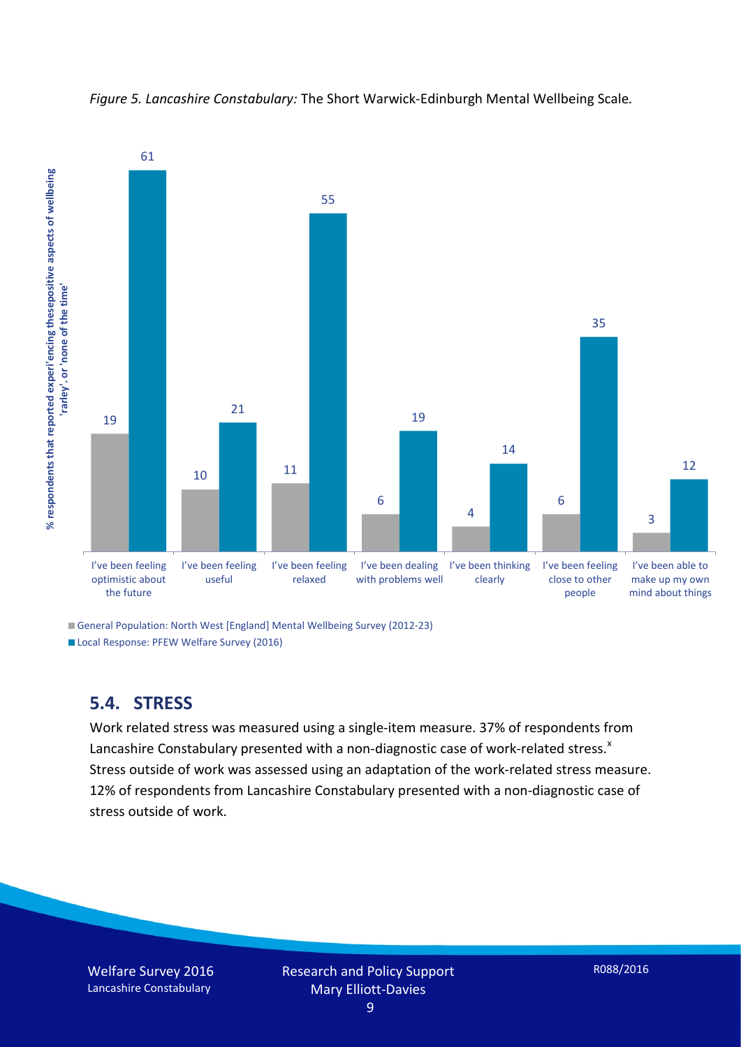*Figure 5. Lancashire Constabulary:* The Short Warwick-Edinburgh Mental Wellbeing Scale*.*

| | General Population: North West [England] Mental Wellbeing Survey (2012-23) | Local Response: PFEW Welfare Survey (2016) |
|---|---|---|
| I've been feeling optimistic about the future | 19 | 61 |
| I've been feeling useful | 10 | 21 |
| I've been feeling relaxed | 11 | 55 |
| I've been dealing with problems well | 6 | 19 |
| I've been thinking clearly | 4 | 14 |
| I've been feeling close to other people | 6 | 35 |
| I've been able to make up my own mind about things | 3 | 12 |

Y-axis: % respondents that reported experi'encing thesepositive aspects of wellbeing 'rarley'. or 'none of the time'

## 5.4. STRESS

Work related stress was measured using a single-item measure. 37% of respondents from Lancashire Constabulary presented with a non-diagnostic case of work-related stress.[x] Stress outside of work was assessed using an adaptation of the work-related stress measure. 12% of respondents from Lancashire Constabulary presented with a non-diagnostic case of stress outside of work.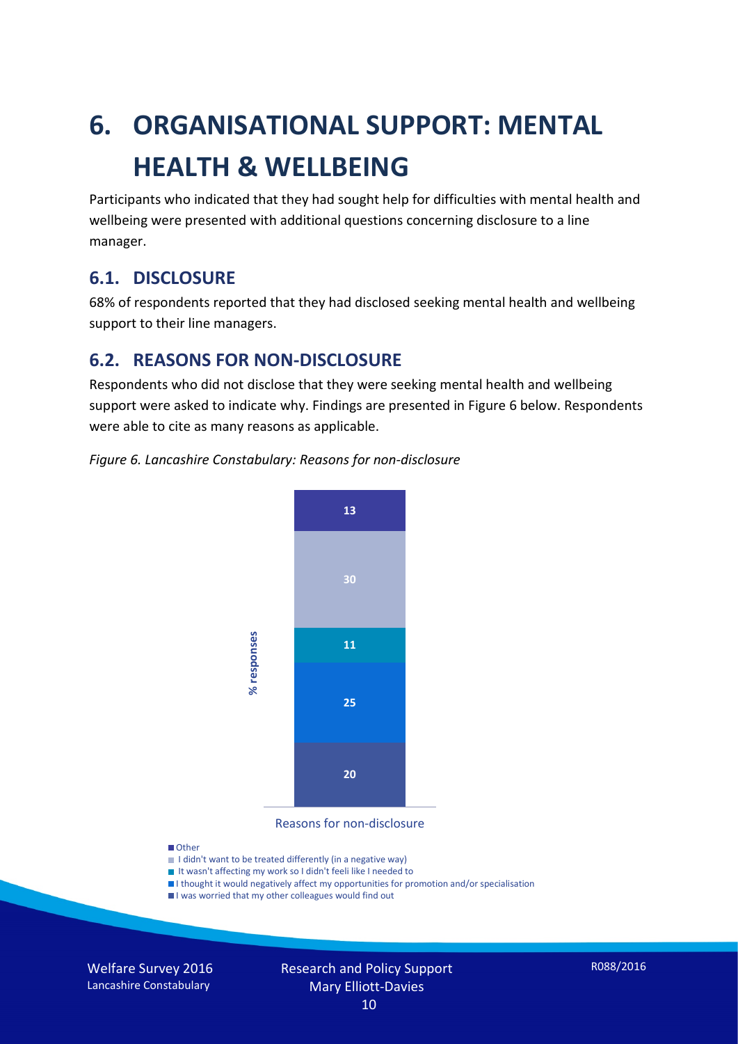# 6. ORGANISATIONAL SUPPORT: MENTAL HEALTH & WELLBEING

Participants who indicated that they had sought help for difficulties with mental health and wellbeing were presented with additional questions concerning disclosure to a line manager.

## 6.1. DISCLOSURE

68% of respondents reported that they had disclosed seeking mental health and wellbeing support to their line managers.

## 6.2. REASONS FOR NON-DISCLOSURE

Respondents who did not disclose that they were seeking mental health and wellbeing support were asked to indicate why. Findings are presented in Figure 6 below. Respondents were able to cite as many reasons as applicable.

*Figure 6. Lancashire Constabulary: Reasons for non-disclosure*

| Reasons for non-disclosure | % responses |
|---|---|
| Other | 13 |
| I didn't want to be treated differently (in a negative way) | 30 |
| It wasn't affecting my work so I didn't feeli like I needed to | 11 |
| I thought it would negatively affect my opportunities for promotion and/or specialisation | 25 |
| I was worried that my other colleagues would find out | 20 |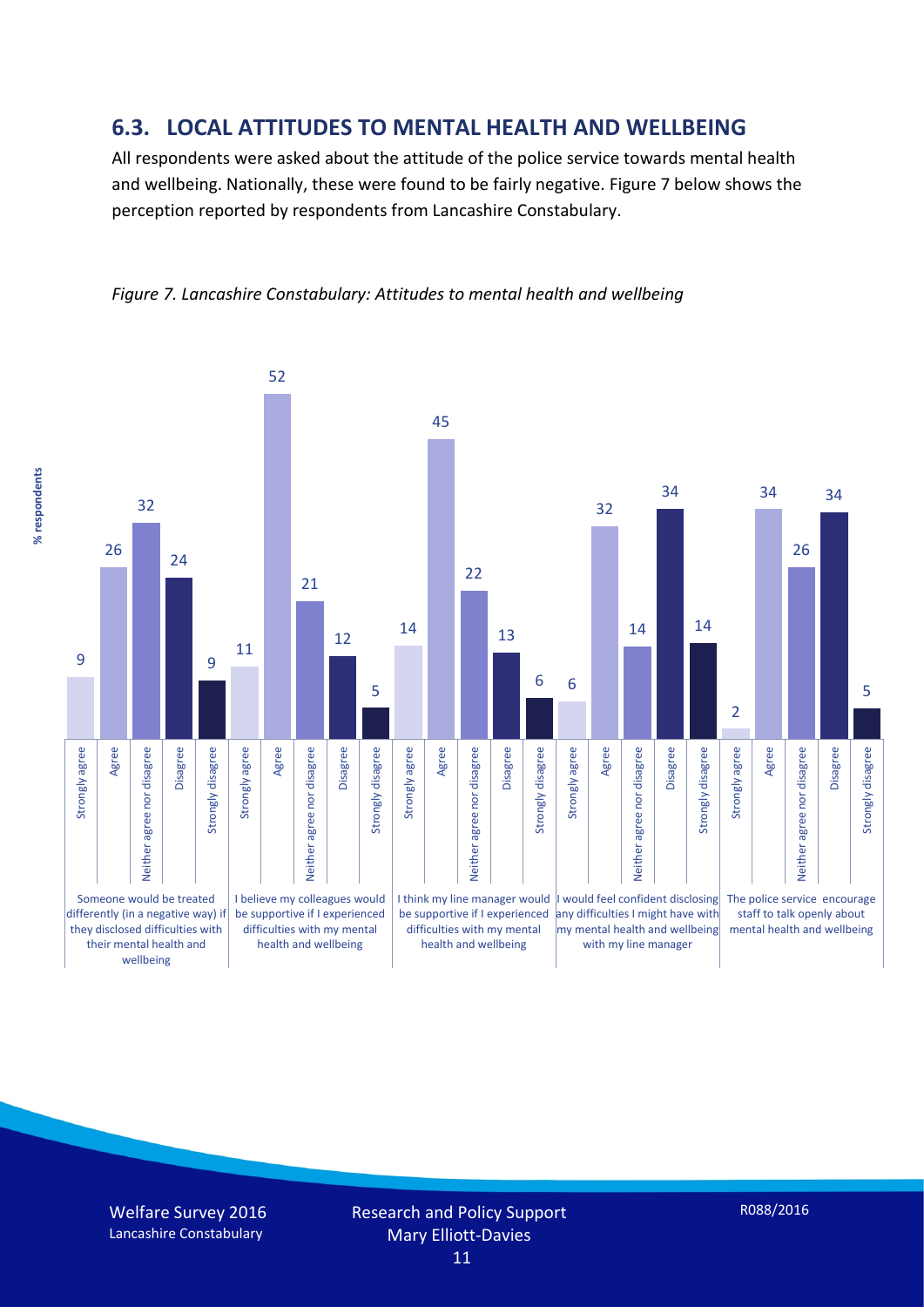## 6.3. LOCAL ATTITUDES TO MENTAL HEALTH AND WELLBEING

All respondents were asked about the attitude of the police service towards mental health and wellbeing. Nationally, these were found to be fairly negative. Figure 7 below shows the perception reported by respondents from Lancashire Constabulary.

*Figure 7. Lancashire Constabulary: Attitudes to mental health and wellbeing*

| % respondents | Strongly agree | Agree | Neither agree nor disagree | Disagree | Strongly disagree |
|---|---|---|---|---|---|
| Someone would be treated differently (in a negative way) if they disclosed difficulties with their mental health and wellbeing | 9 | 26 | 32 | 24 | 9 |
| I believe my colleagues would be supportive if I experienced difficulties with my mental health and wellbeing | 11 | 52 | 21 | 12 | 5 |
| I think my line manager would be supportive if I experienced difficulties with my mental health and wellbeing | 14 | 45 | 22 | 13 | 6 |
| I would feel confident disclosing any difficulties I might have with my mental health and wellbeing with my line manager | 6 | 32 | 14 | 34 | 14 |
| The police service encourage staff to talk openly about mental health and wellbeing | 2 | 34 | 26 | 34 | 5 |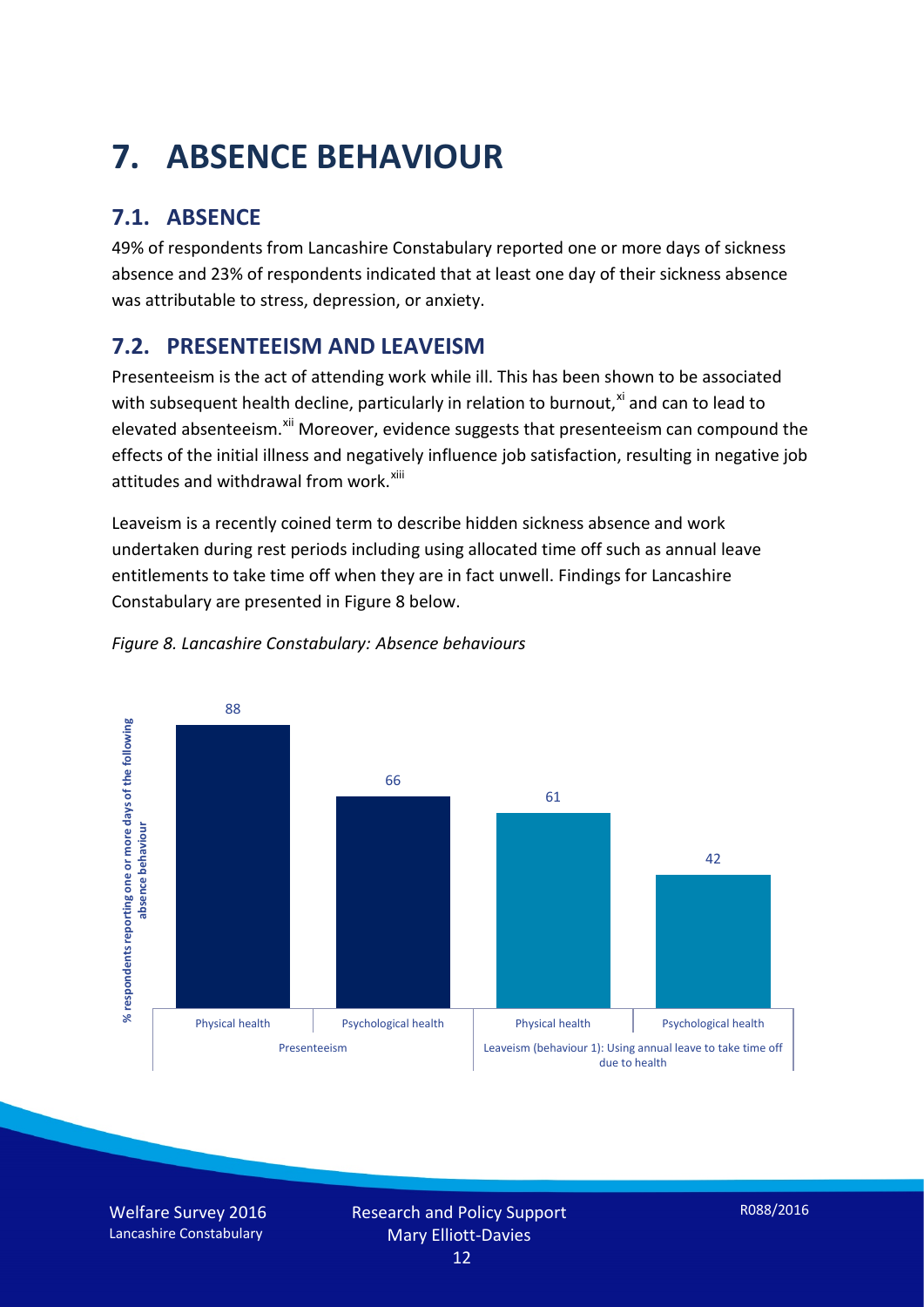# 7. ABSENCE BEHAVIOUR

## 7.1. ABSENCE

49% of respondents from Lancashire Constabulary reported one or more days of sickness absence and 23% of respondents indicated that at least one day of their sickness absence was attributable to stress, depression, or anxiety.

## 7.2. PRESENTEEISM AND LEAVEISM

Presenteeism is the act of attending work while ill. This has been shown to be associated with subsequent health decline, particularly in relation to burnout,[xi] and can to lead to elevated absenteeism.[xii] Moreover, evidence suggests that presenteeism can compound the effects of the initial illness and negatively influence job satisfaction, resulting in negative job attitudes and withdrawal from work.[xiii]

Leaveism is a recently coined term to describe hidden sickness absence and work undertaken during rest periods including using allocated time off such as annual leave entitlements to take time off when they are in fact unwell. Findings for Lancashire Constabulary are presented in Figure 8 below.

*Figure 8. Lancashire Constabulary: Absence behaviours*

| | Presenteeism | | Leaveism (behaviour 1): Using annual leave to take time off due to health | |
|---|---|---|---|---|
| | Physical health | Psychological health | Physical health | Psychological health |
| % respondents reporting one or more days of the following absence behaviour | 88 | 66 | 61 | 42 |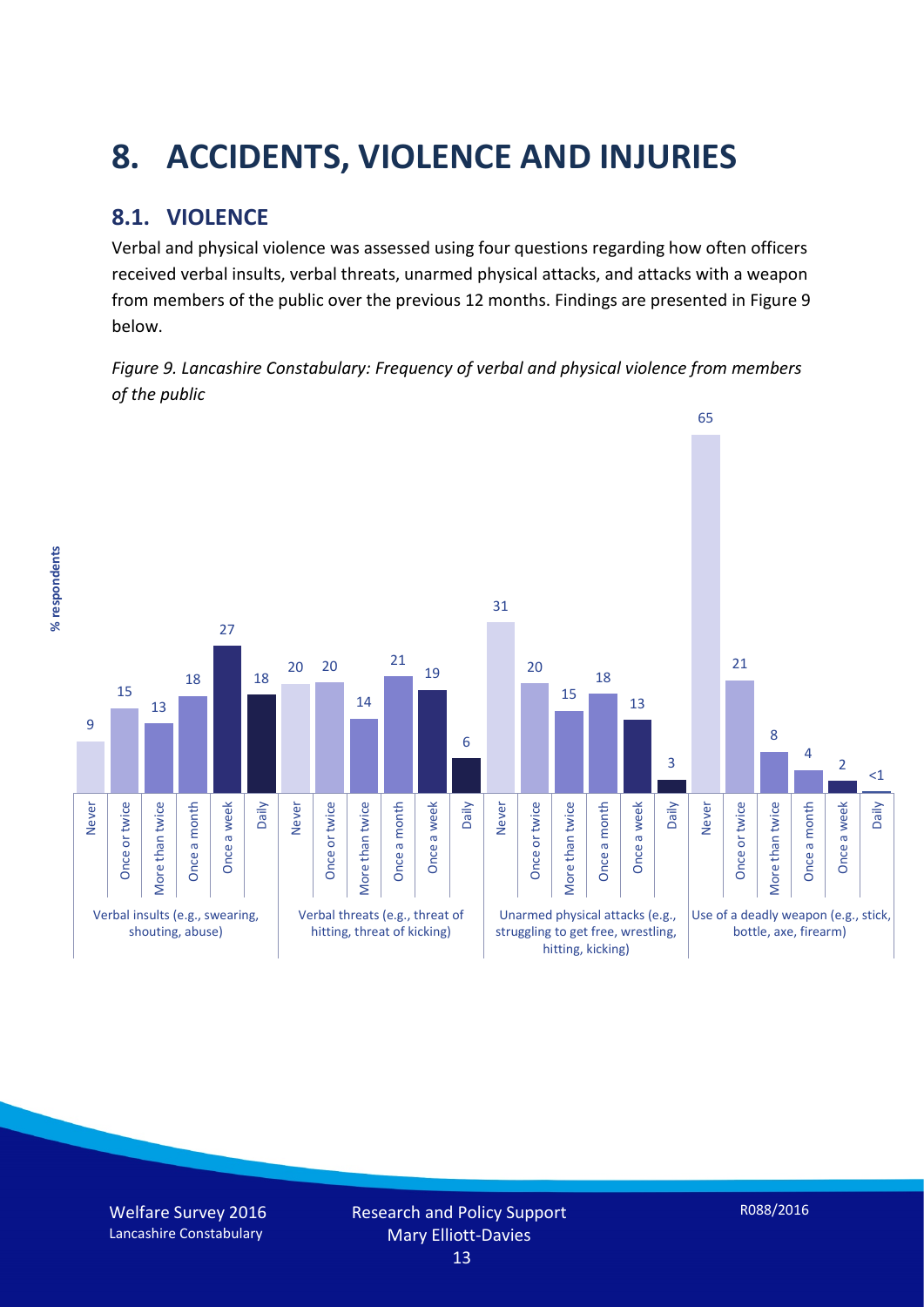# 8. ACCIDENTS, VIOLENCE AND INJURIES

## 8.1. VIOLENCE

Verbal and physical violence was assessed using four questions regarding how often officers received verbal insults, verbal threats, unarmed physical attacks, and attacks with a weapon from members of the public over the previous 12 months. Findings are presented in Figure 9 below.

*Figure 9. Lancashire Constabulary: Frequency of verbal and physical violence from members of the public*

| % respondents | Never | Once or twice | More than twice | Once a month | Once a week | Daily |
|---|---|---|---|---|---|---|
| Verbal insults (e.g., swearing, shouting, abuse) | 9 | 15 | 13 | 18 | 27 | 18 |
| Verbal threats (e.g., threat of hitting, threat of kicking) | 20 | 20 | 14 | 21 | 19 | 6 |
| Unarmed physical attacks (e.g., struggling to get free, wrestling, hitting, kicking) | 31 | 20 | 15 | 18 | 13 | 3 |
| Use of a deadly weapon (e.g., stick, bottle, axe, firearm) | 65 | 21 | 8 | 4 | 2 | <1 |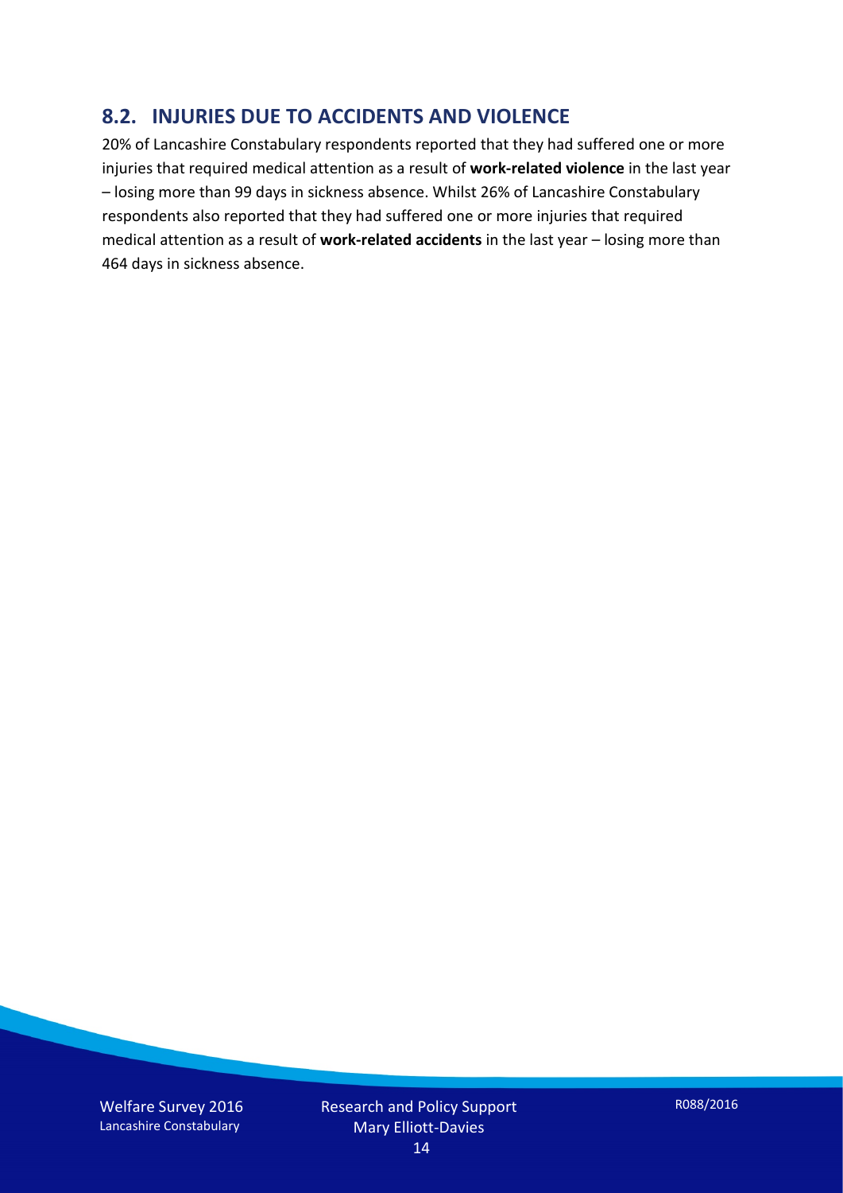## 8.2. INJURIES DUE TO ACCIDENTS AND VIOLENCE

20% of Lancashire Constabulary respondents reported that they had suffered one or more injuries that required medical attention as a result of **work-related violence** in the last year – losing more than 99 days in sickness absence. Whilst 26% of Lancashire Constabulary respondents also reported that they had suffered one or more injuries that required medical attention as a result of **work-related accidents** in the last year – losing more than 464 days in sickness absence.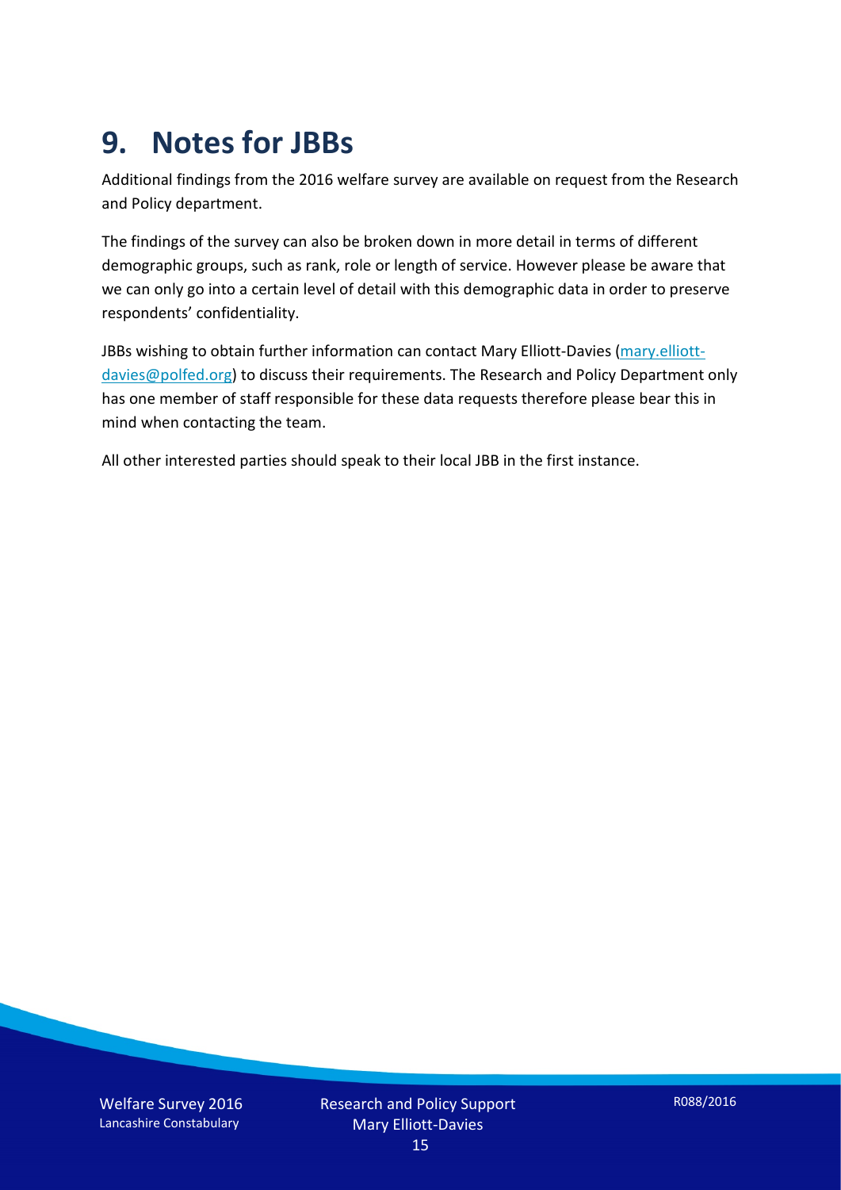# 9. Notes for JBBs

Additional findings from the 2016 welfare survey are available on request from the Research and Policy department.

The findings of the survey can also be broken down in more detail in terms of different demographic groups, such as rank, role or length of service. However please be aware that we can only go into a certain level of detail with this demographic data in order to preserve respondents' confidentiality.

JBBs wishing to obtain further information can contact Mary Elliott-Davies (mary.elliott-davies@polfed.org) to discuss their requirements. The Research and Policy Department only has one member of staff responsible for these data requests therefore please bear this in mind when contacting the team.

All other interested parties should speak to their local JBB in the first instance.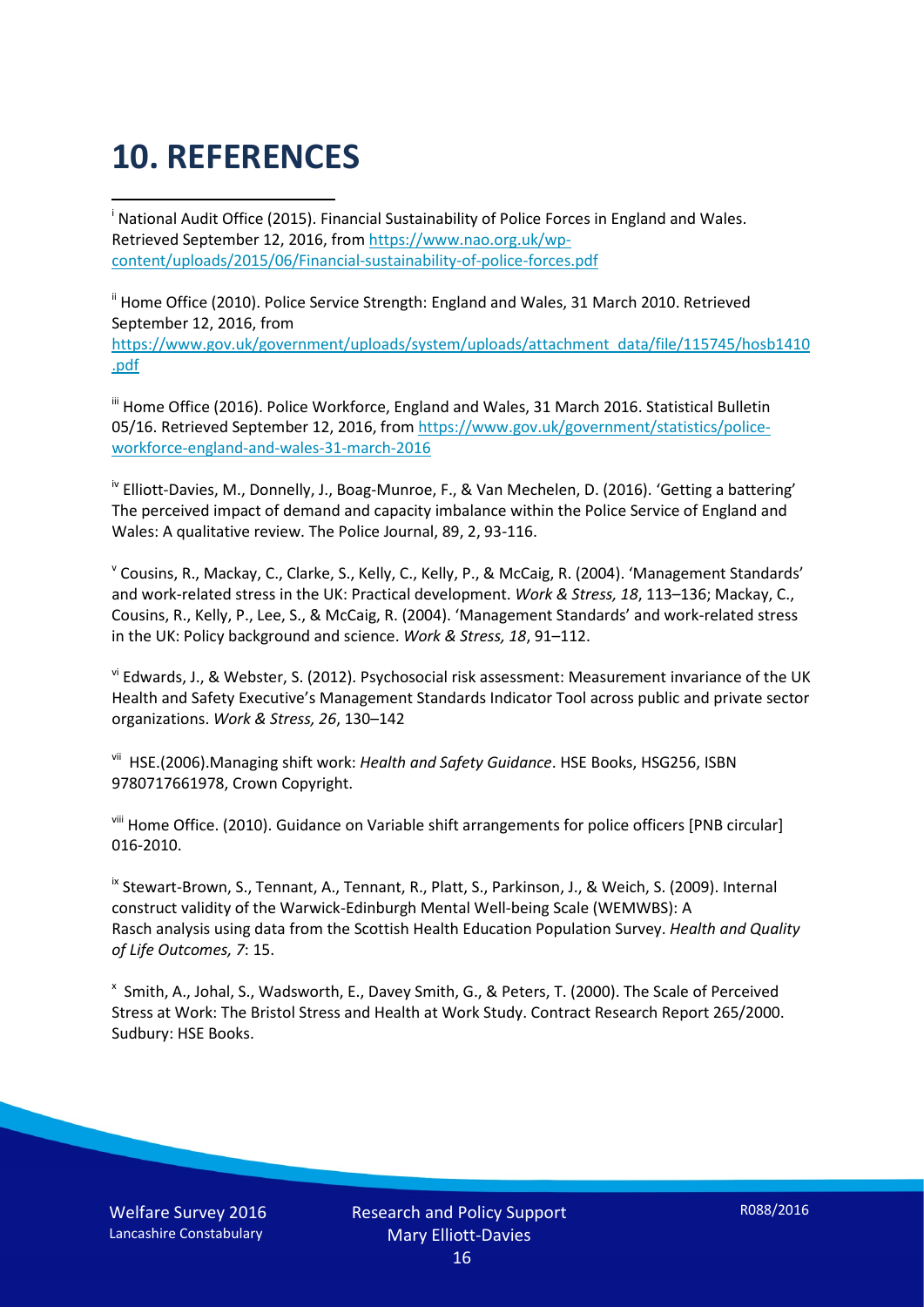# 10. REFERENCES

[i] National Audit Office (2015). Financial Sustainability of Police Forces in England and Wales. Retrieved September 12, 2016, from https://www.nao.org.uk/wp-content/uploads/2015/06/Financial-sustainability-of-police-forces.pdf

[ii] Home Office (2010). Police Service Strength: England and Wales, 31 March 2010. Retrieved September 12, 2016, from https://www.gov.uk/government/uploads/system/uploads/attachment_data/file/115745/hosb1410.pdf

[iii] Home Office (2016). Police Workforce, England and Wales, 31 March 2016. Statistical Bulletin 05/16. Retrieved September 12, 2016, from https://www.gov.uk/government/statistics/police-workforce-england-and-wales-31-march-2016

[iv] Elliott-Davies, M., Donnelly, J., Boag-Munroe, F., & Van Mechelen, D. (2016). 'Getting a battering' The perceived impact of demand and capacity imbalance within the Police Service of England and Wales: A qualitative review. The Police Journal, 89, 2, 93-116.

[v] Cousins, R., Mackay, C., Clarke, S., Kelly, C., Kelly, P., & McCaig, R. (2004). 'Management Standards' and work-related stress in the UK: Practical development. *Work & Stress, 18*, 113–136; Mackay, C., Cousins, R., Kelly, P., Lee, S., & McCaig, R. (2004). 'Management Standards' and work-related stress in the UK: Policy background and science. *Work & Stress, 18*, 91–112.

[vi] Edwards, J., & Webster, S. (2012). Psychosocial risk assessment: Measurement invariance of the UK Health and Safety Executive's Management Standards Indicator Tool across public and private sector organizations. *Work & Stress, 26*, 130–142

[vii] HSE.(2006).Managing shift work: *Health and Safety Guidance*. HSE Books, HSG256, ISBN 9780717661978, Crown Copyright.

[viii] Home Office. (2010). Guidance on Variable shift arrangements for police officers [PNB circular] 016-2010.

[ix] Stewart-Brown, S., Tennant, A., Tennant, R., Platt, S., Parkinson, J., & Weich, S. (2009). Internal construct validity of the Warwick-Edinburgh Mental Well-being Scale (WEMWBS): A Rasch analysis using data from the Scottish Health Education Population Survey. *Health and Quality of Life Outcomes, 7*: 15.

[x] Smith, A., Johal, S., Wadsworth, E., Davey Smith, G., & Peters, T. (2000). The Scale of Perceived Stress at Work: The Bristol Stress and Health at Work Study. Contract Research Report 265/2000. Sudbury: HSE Books.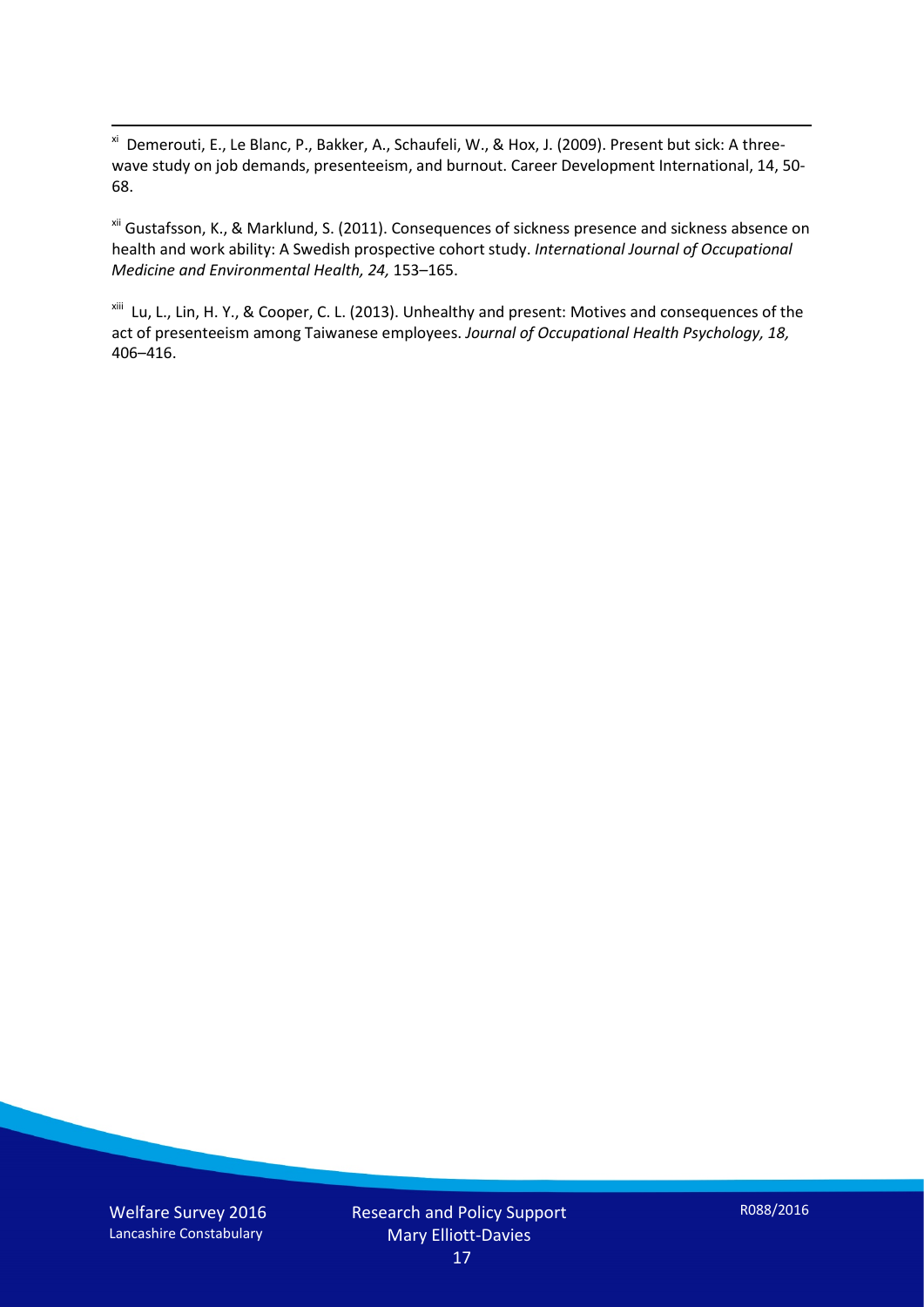[xi] Demerouti, E., Le Blanc, P., Bakker, A., Schaufeli, W., & Hox, J. (2009). Present but sick: A three-wave study on job demands, presenteeism, and burnout. Career Development International, 14, 50-68.

[xii] Gustafsson, K., & Marklund, S. (2011). Consequences of sickness presence and sickness absence on health and work ability: A Swedish prospective cohort study. *International Journal of Occupational Medicine and Environmental Health, 24,* 153–165.

[xiii] Lu, L., Lin, H. Y., & Cooper, C. L. (2013). Unhealthy and present: Motives and consequences of the act of presenteeism among Taiwanese employees. *Journal of Occupational Health Psychology, 18,* 406–416.